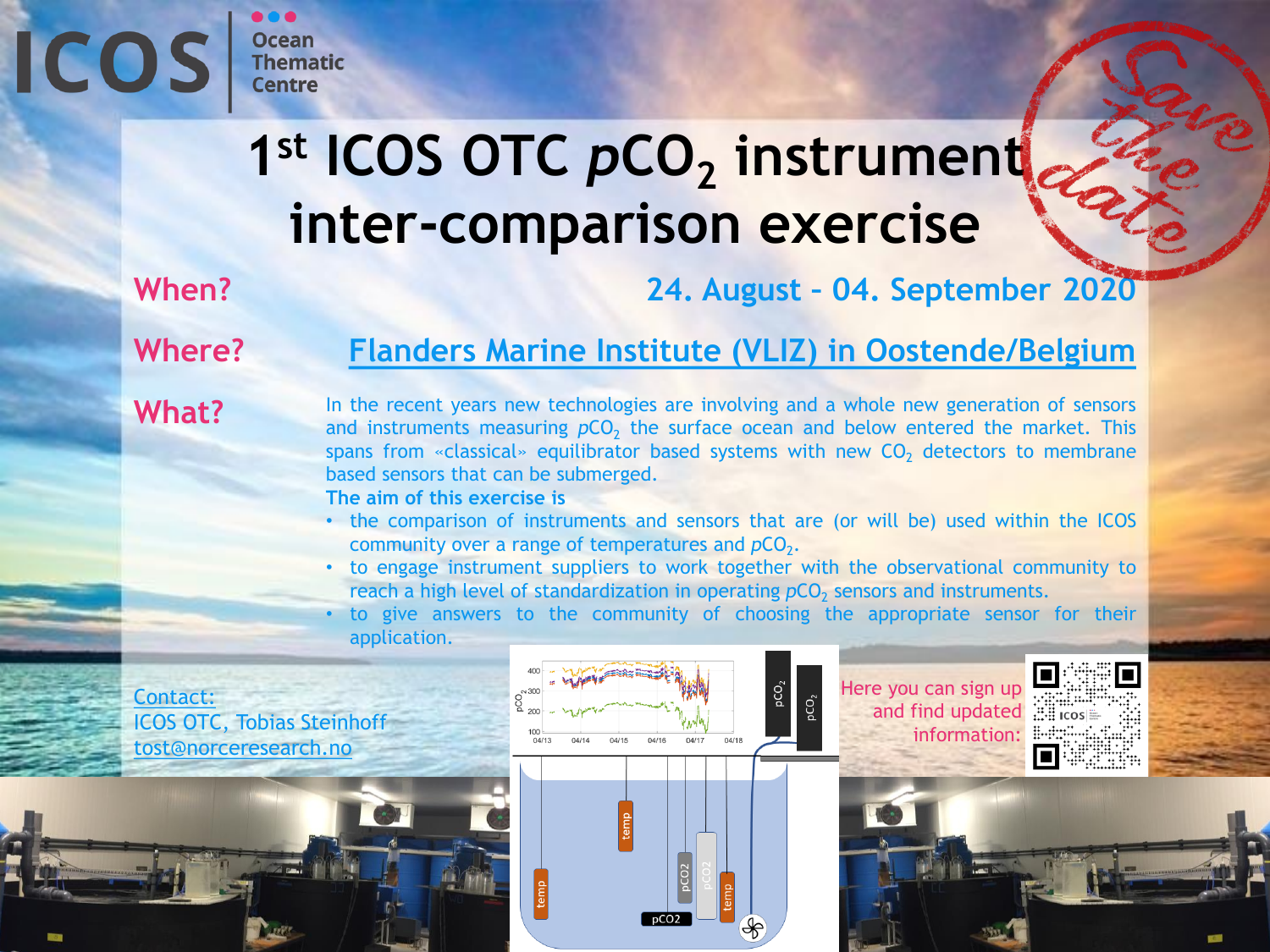ICOS Ocean Thematic Centre

# 1[st] ICOS OTC $pCO_2$ instrument inter-comparison exercise

Save the date

**When?** 24. August – 04. September 2020

**Where?** Flanders Marine Institute (VLIZ) in Oostende/Belgium

**What?** In the recent years new technologies are involving and a whole new generation of sensors and instruments measuring $pCO_2$ the surface ocean and below entered the market. This spans from «classical» equilibrator based systems with new $CO_2$ detectors to membrane based sensors that can be submerged.

**The aim of this exercise is**

- the comparison of instruments and sensors that are (or will be) used within the ICOS community over a range of temperatures and $pCO_2$.
- to engage instrument suppliers to work together with the observational community to reach a high level of standardization in operating $pCO_2$ sensors and instruments.
- to give answers to the community of choosing the appropriate sensor for their application.

Contact:
ICOS OTC, Tobias Steinhoff
tost@norceresearch.no

Here you can sign up and find updated information: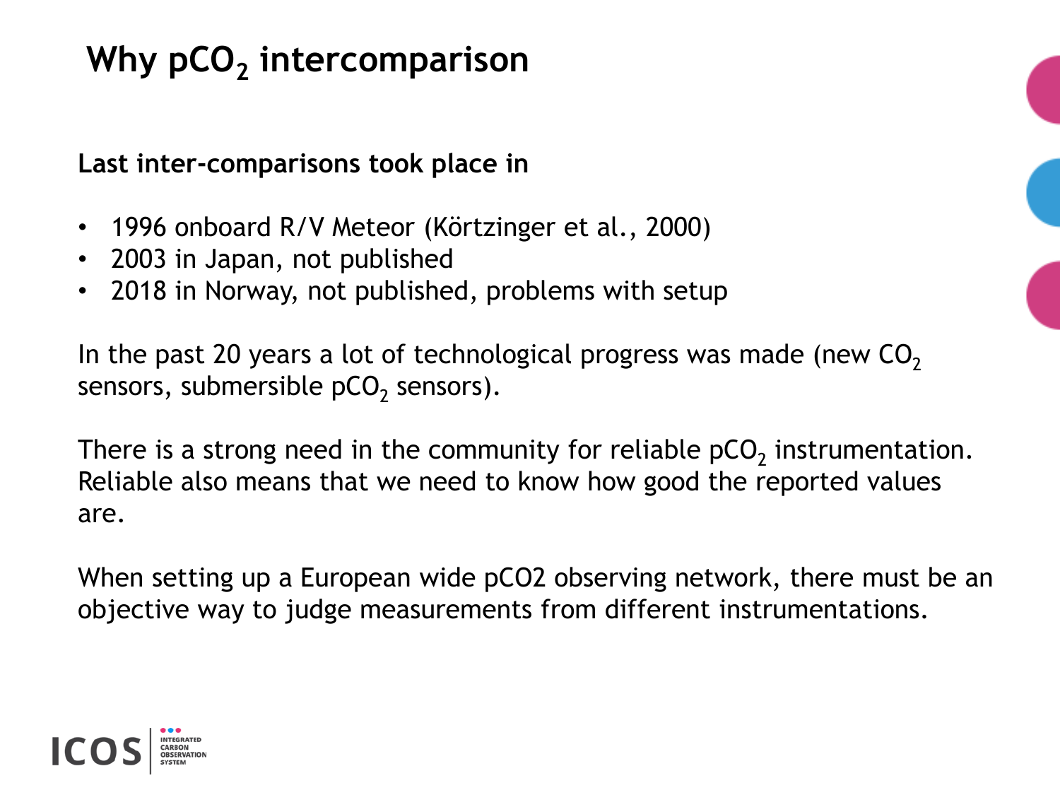# Why $pCO_2$ intercomparison

**Last inter-comparisons took place in**

- 1996 onboard R/V Meteor (Körtzinger et al., 2000)
- 2003 in Japan, not published
- 2018 in Norway, not published, problems with setup

In the past 20 years a lot of technological progress was made (new $CO_2$ sensors, submersible $pCO_2$ sensors).

There is a strong need in the community for reliable $pCO_2$ instrumentation. Reliable also means that we need to know how good the reported values are.

When setting up a European wide pCO2 observing network, there must be an objective way to judge measurements from different instrumentations.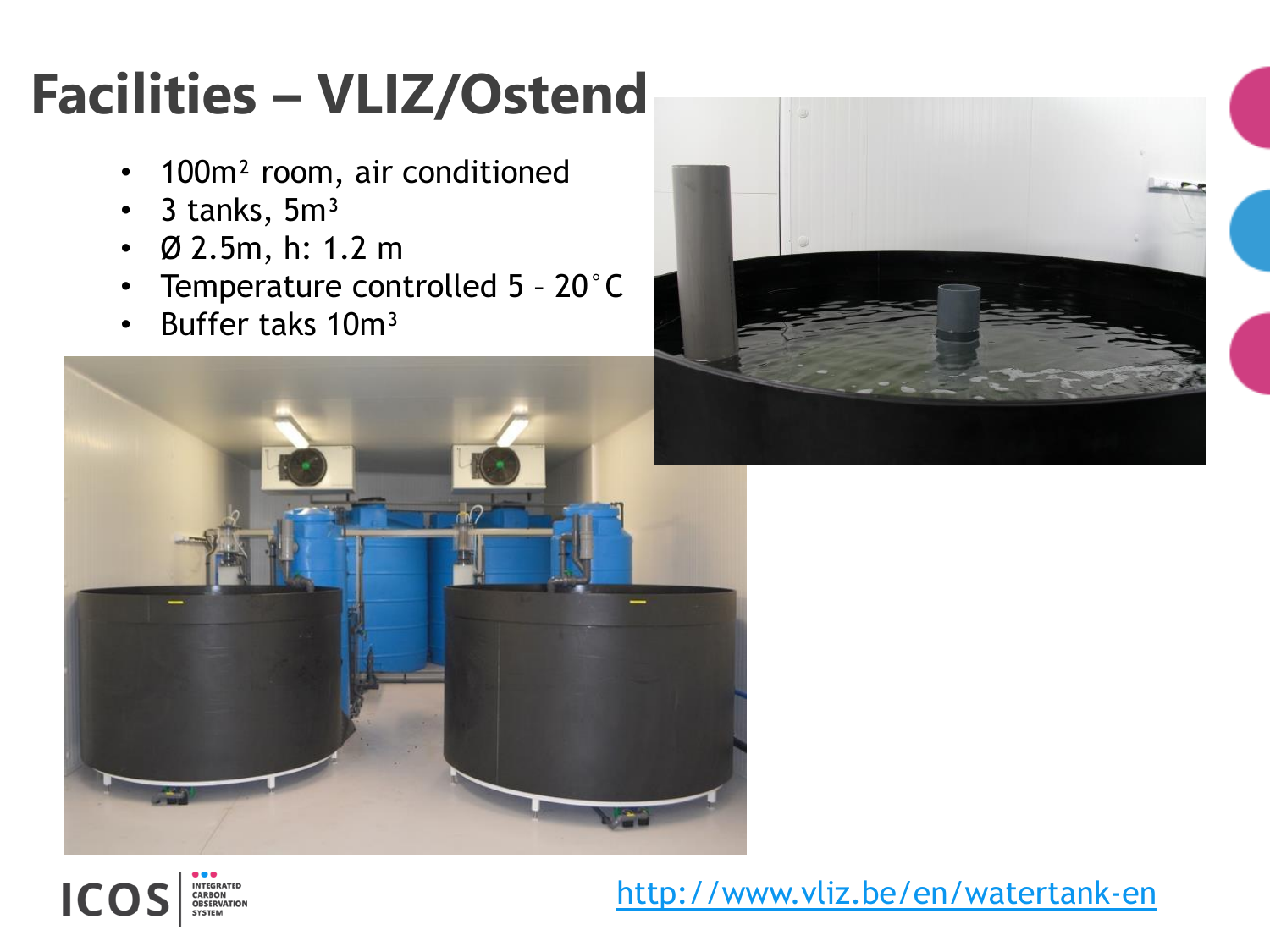# Facilities – VLIZ/Ostend

- 100m² room, air conditioned
- 3 tanks, 5m³
- Ø 2.5m, h: 1.2 m
- Temperature controlled 5 – 20°C
- Buffer taks 10m³

http://www.vliz.be/en/watertank-en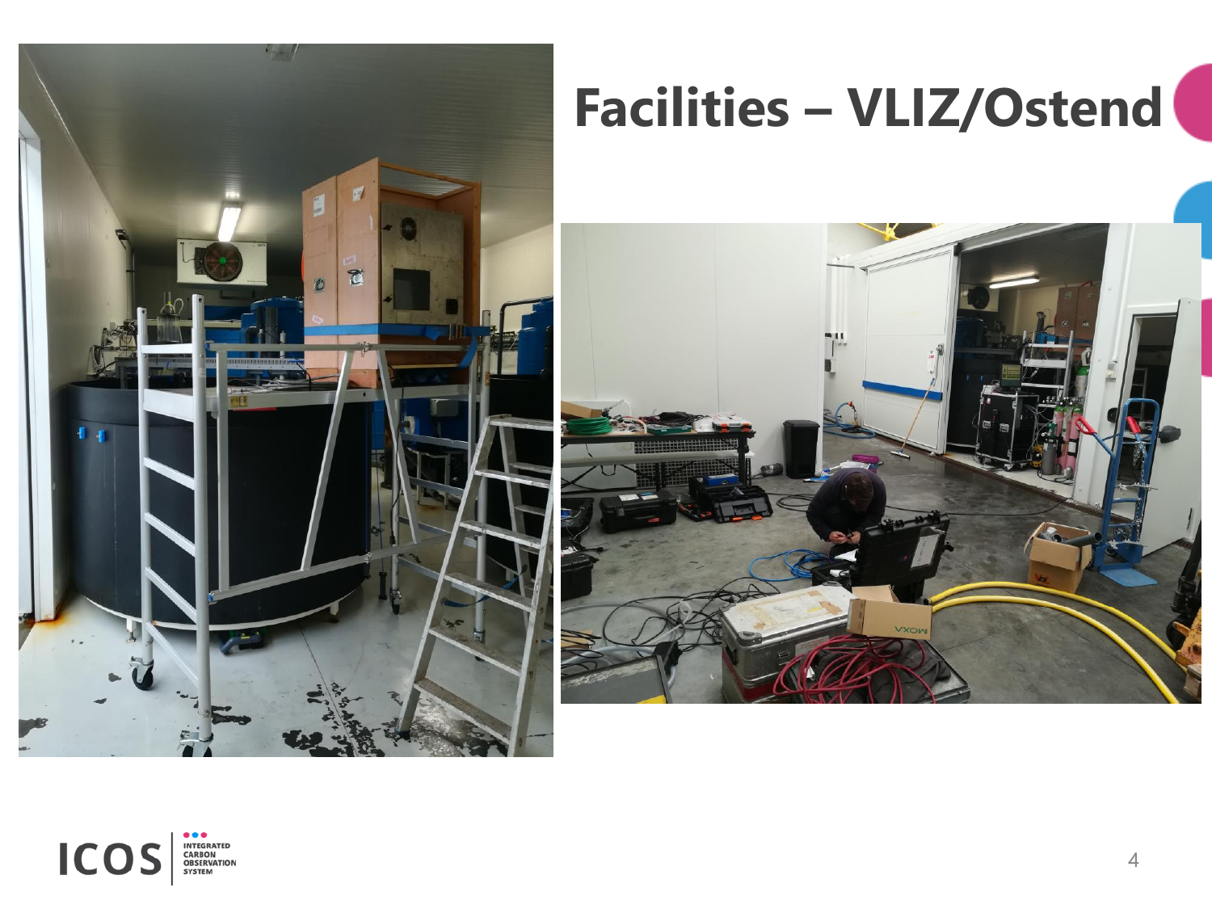# Facilities – VLIZ/Ostend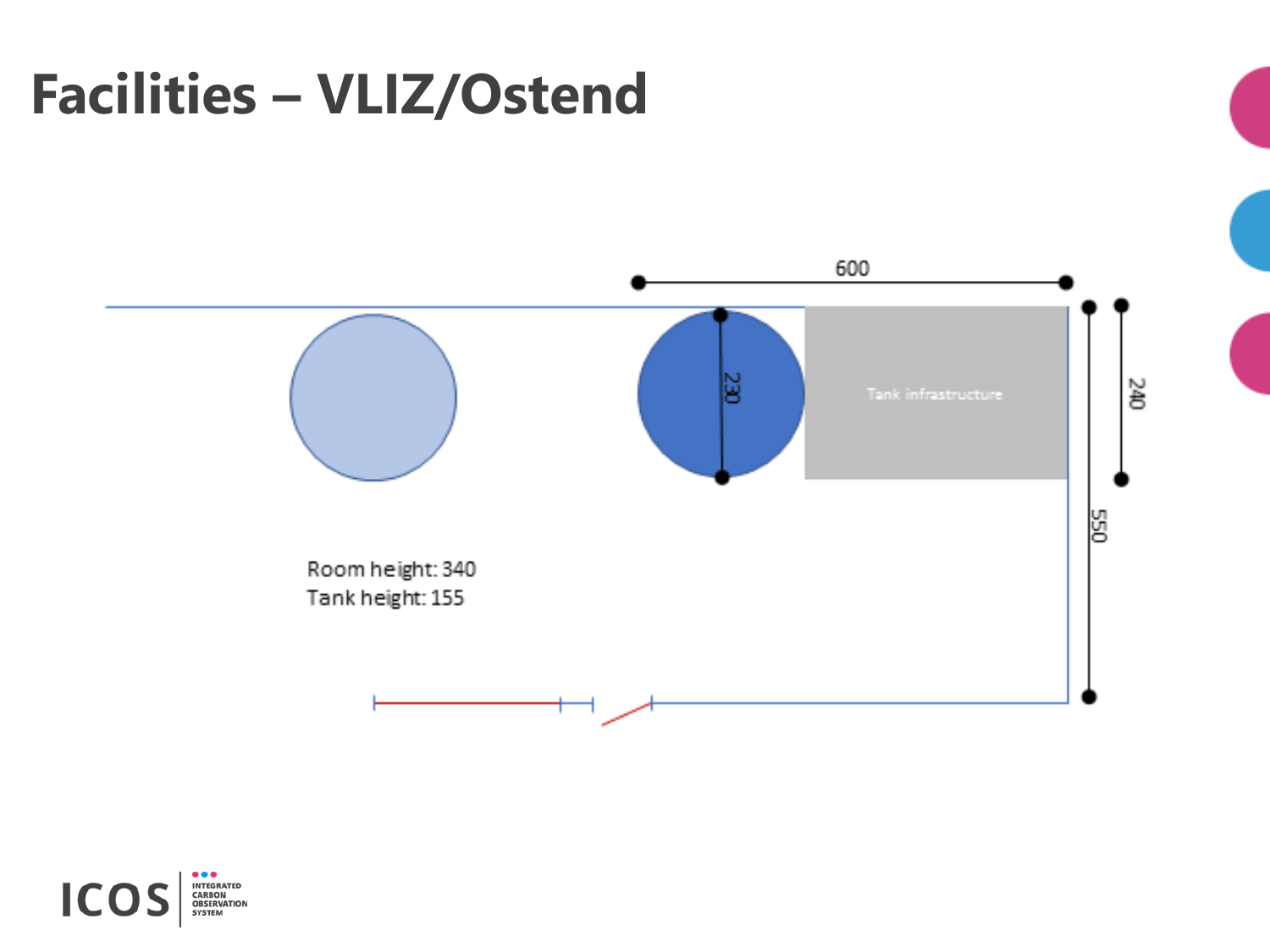# Facilities – VLIZ/Ostend

600

230

Tank infrastructure

240

550

Room height: 340
Tank height: 155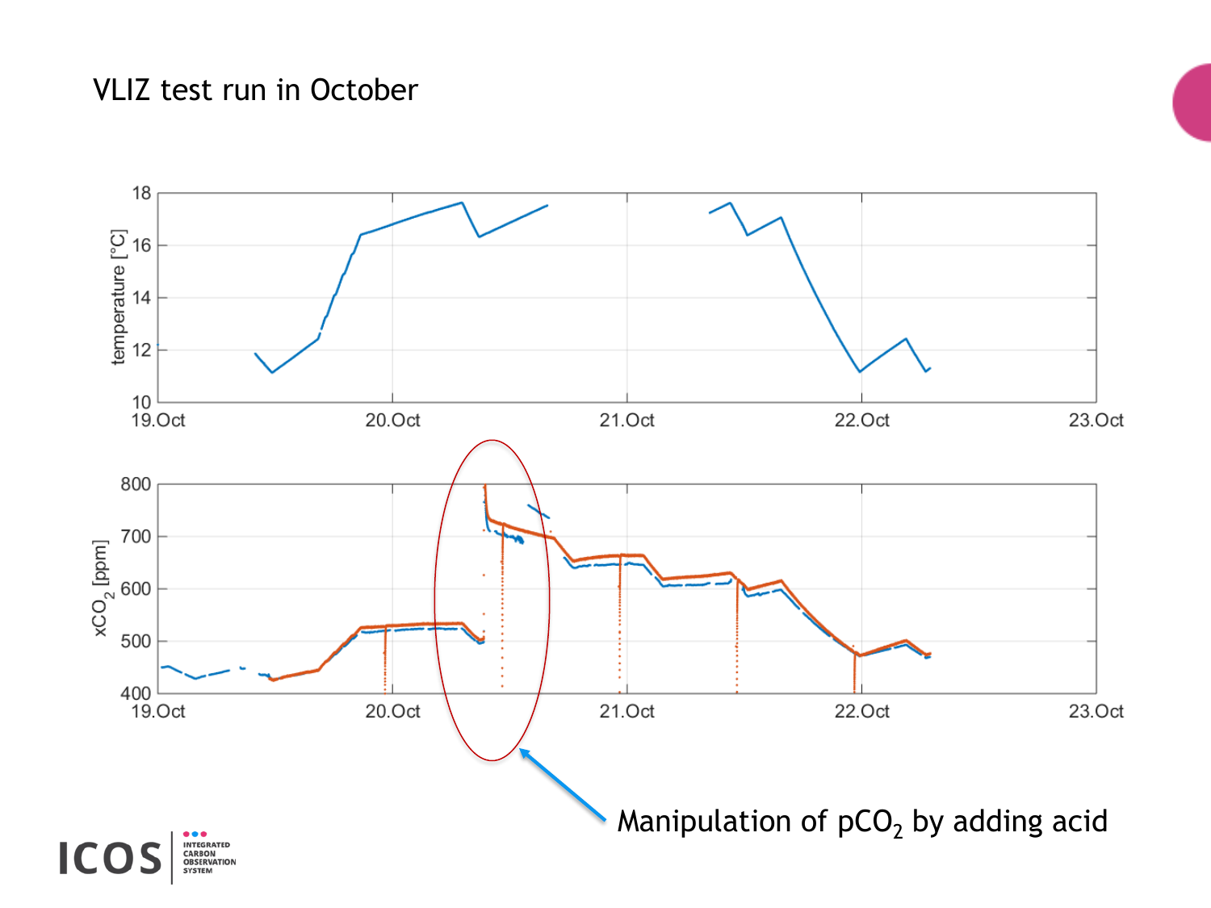# VLIZ test run in October

Manipulation of $pCO_2$ by adding acid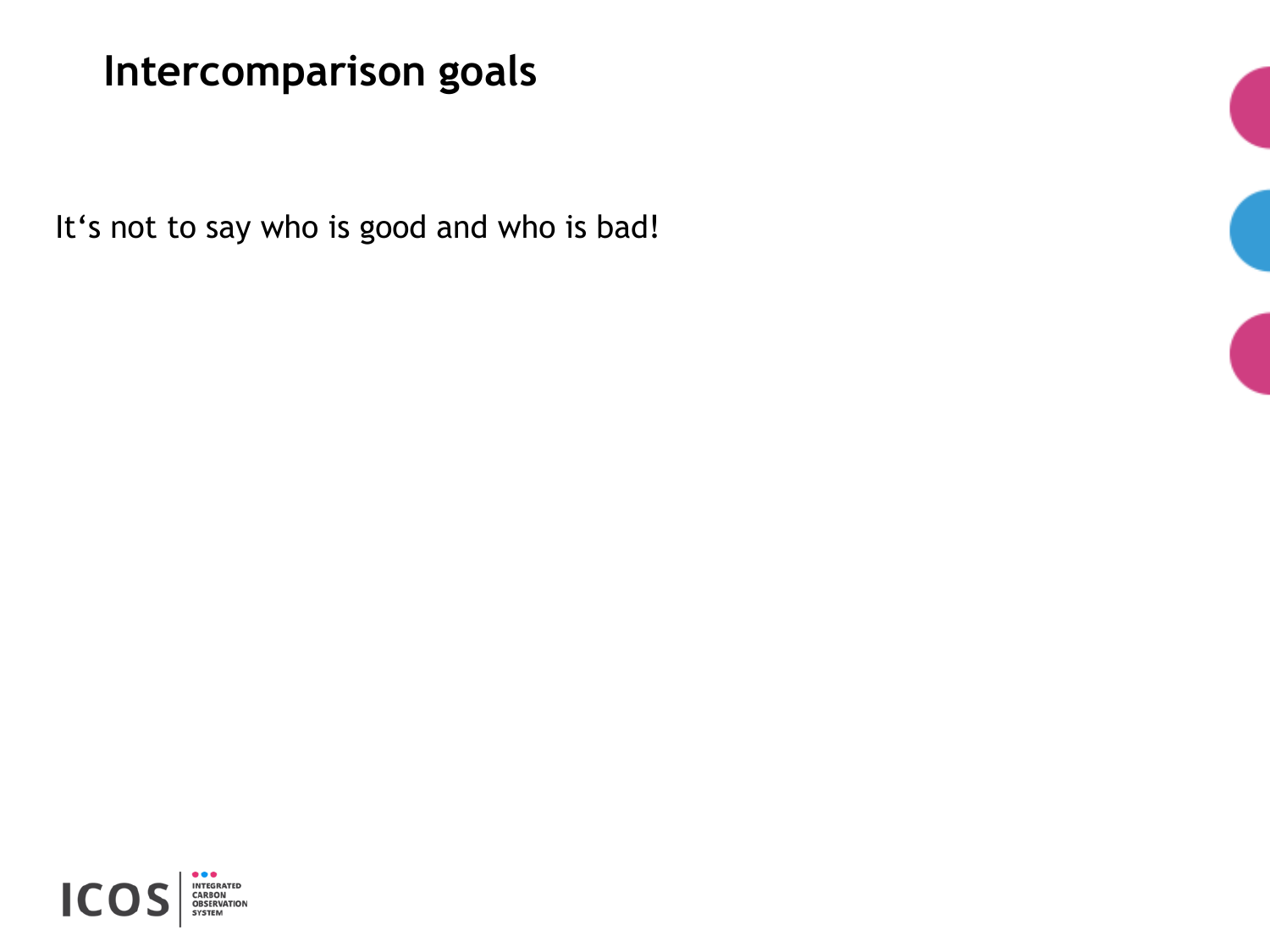# Intercomparison goals

It‘s not to say who is good and who is bad!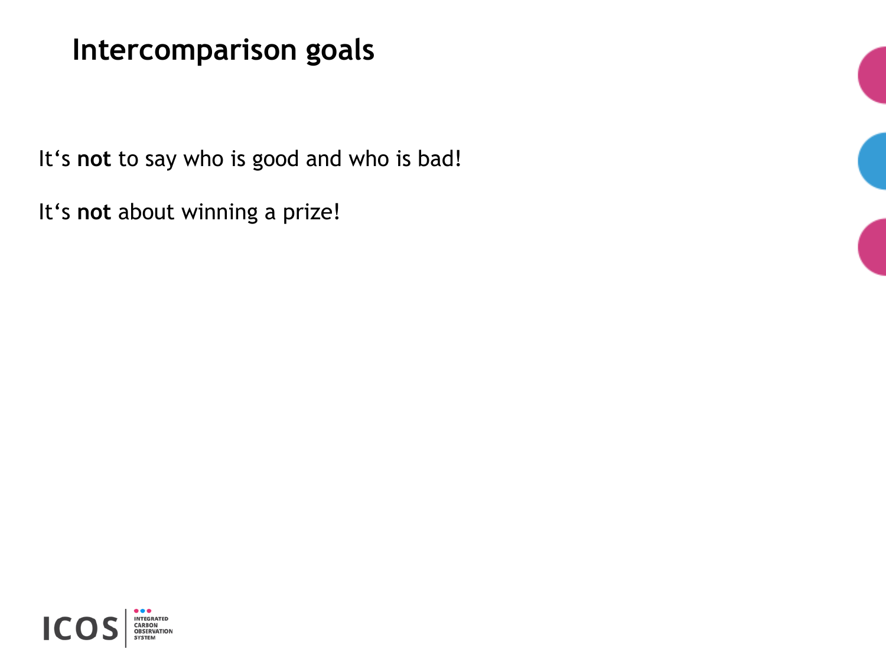# Intercomparison goals

It‘s **not** to say who is good and who is bad!

It‘s **not** about winning a prize!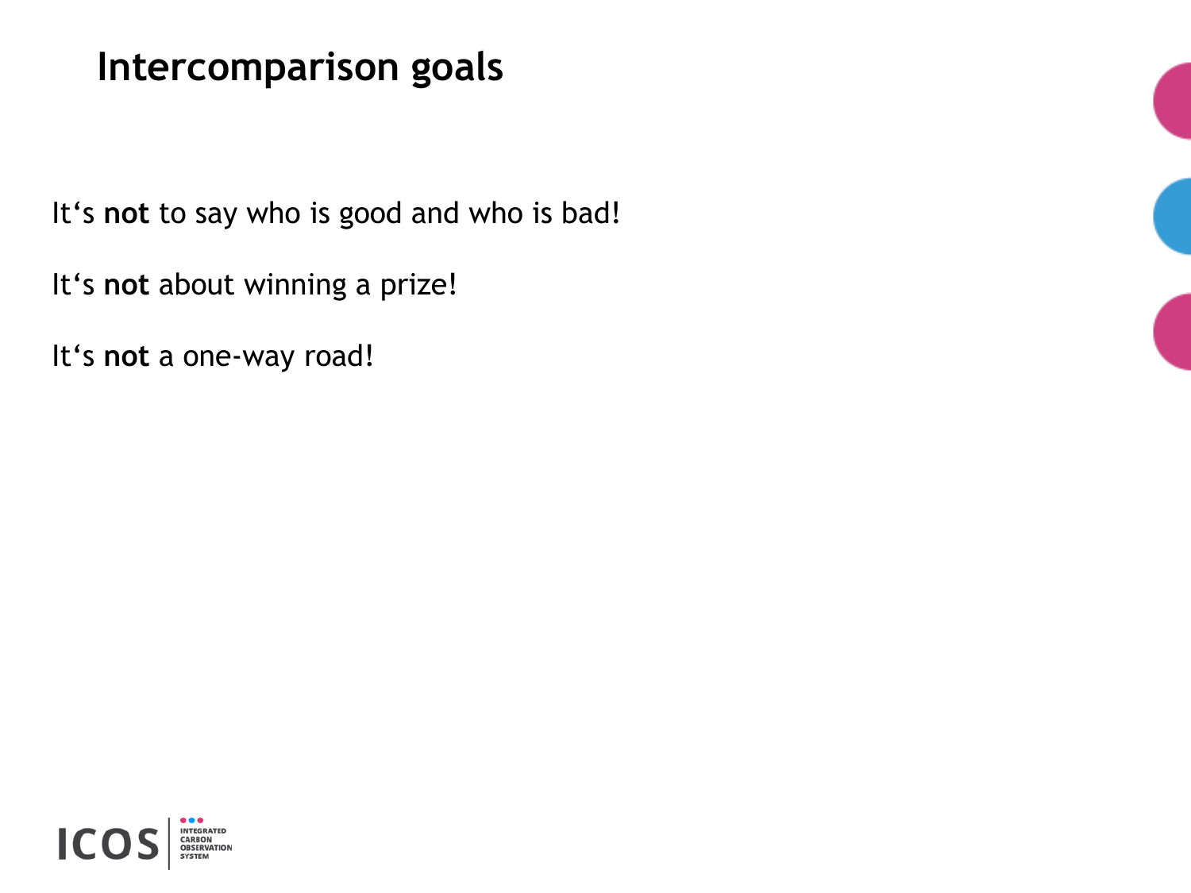# Intercomparison goals

It‘s **not** to say who is good and who is bad!

It‘s **not** about winning a prize!

It‘s **not** a one-way road!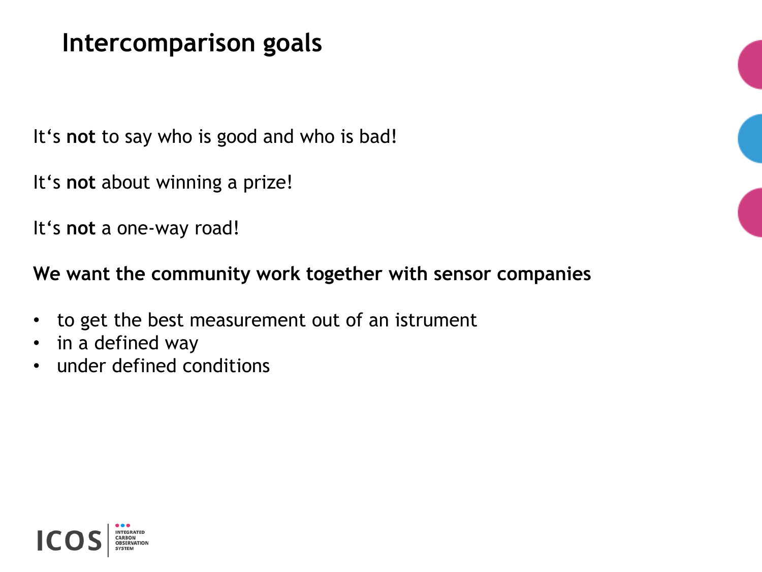# Intercomparison goals

It‘s **not** to say who is good and who is bad!

It‘s **not** about winning a prize!

It‘s **not** a one-way road!

**We want the community work together with sensor companies**

- to get the best measurement out of an istrument
- in a defined way
- under defined conditions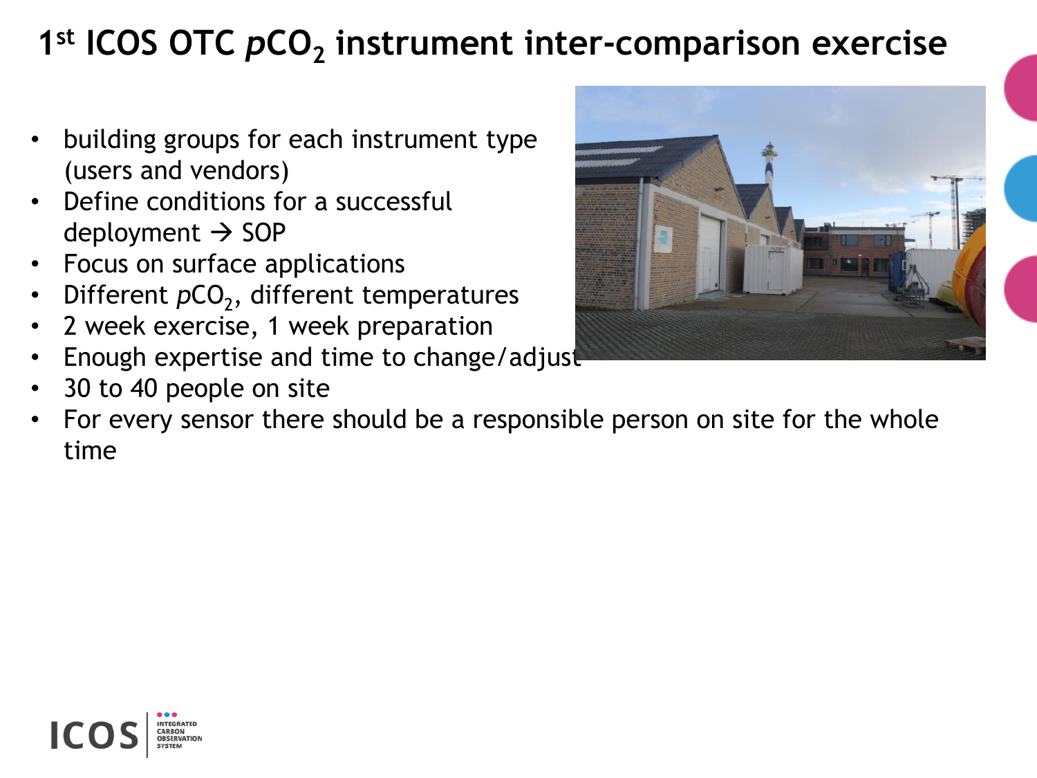# 1st ICOS OTC $pCO_2$ instrument inter-comparison exercise

- building groups for each instrument type (users and vendors)
- Define conditions for a successful deployment → SOP
- Focus on surface applications
- Different $pCO_2$, different temperatures
- 2 week exercise, 1 week preparation
- Enough expertise and time to change/adjust
- 30 to 40 people on site
- For every sensor there should be a responsible person on site for the whole time